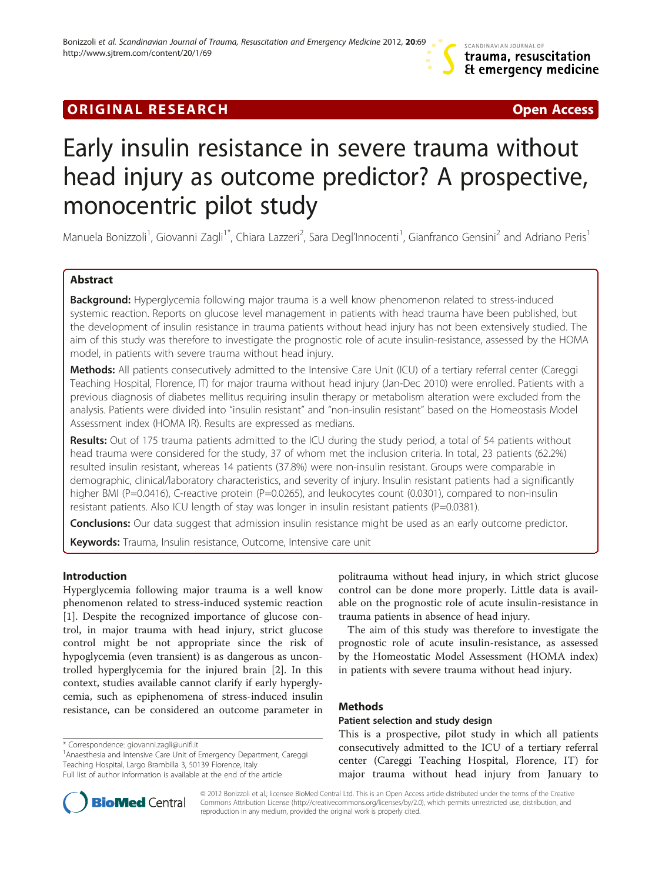ORIGINAL RESEARCH **Open Access**

# Early insulin resistance in severe trauma without head injury as outcome predictor? A prospective, monocentric pilot study

Manuela Bonizzoli[1], Giovanni Zagli[1*], Chiara Lazzeri[2], Sara Degl'Innocenti[1], Gianfranco Gensini[2] and Adriano Peris[1]

## Abstract

**Background:** Hyperglycemia following major trauma is a well know phenomenon related to stress-induced systemic reaction. Reports on glucose level management in patients with head trauma have been published, but the development of insulin resistance in trauma patients without head injury has not been extensively studied. The aim of this study was therefore to investigate the prognostic role of acute insulin-resistance, assessed by the HOMA model, in patients with severe trauma without head injury.

**Methods:** All patients consecutively admitted to the Intensive Care Unit (ICU) of a tertiary referral center (Careggi Teaching Hospital, Florence, IT) for major trauma without head injury (Jan-Dec 2010) were enrolled. Patients with a previous diagnosis of diabetes mellitus requiring insulin therapy or metabolism alteration were excluded from the analysis. Patients were divided into "insulin resistant" and "non-insulin resistant" based on the Homeostasis Model Assessment index (HOMA IR). Results are expressed as medians.

**Results:** Out of 175 trauma patients admitted to the ICU during the study period, a total of 54 patients without head trauma were considered for the study, 37 of whom met the inclusion criteria. In total, 23 patients (62.2%) resulted insulin resistant, whereas 14 patients (37.8%) were non-insulin resistant. Groups were comparable in demographic, clinical/laboratory characteristics, and severity of injury. Insulin resistant patients had a significantly higher BMI (P=0.0416), C-reactive protein (P=0.0265), and leukocytes count (0.0301), compared to non-insulin resistant patients. Also ICU length of stay was longer in insulin resistant patients (P=0.0381).

**Conclusions:** Our data suggest that admission insulin resistance might be used as an early outcome predictor.

**Keywords:** Trauma, Insulin resistance, Outcome, Intensive care unit

## Introduction

Hyperglycemia following major trauma is a well know phenomenon related to stress-induced systemic reaction [1]. Despite the recognized importance of glucose control, in major trauma with head injury, strict glucose control might be not appropriate since the risk of hypoglycemia (even transient) is as dangerous as uncontrolled hyperglycemia for the injured brain [2]. In this context, studies available cannot clarify if early hyperglycemia, such as epiphenomena of stress-induced insulin resistance, can be considered an outcome parameter in politrauma without head injury, in which strict glucose control can be done more properly. Little data is available on the prognostic role of acute insulin-resistance in trauma patients in absence of head injury.

The aim of this study was therefore to investigate the prognostic role of acute insulin-resistance, as assessed by the Homeostatic Model Assessment (HOMA index) in patients with severe trauma without head injury.

## Methods

### Patient selection and study design

This is a prospective, pilot study in which all patients consecutively admitted to the ICU of a tertiary referral center (Careggi Teaching Hospital, Florence, IT) for major trauma without head injury from January to

\* Correspondence: giovanni.zagli@unifi.it
[1]Anaesthesia and Intensive Care Unit of Emergency Department, Careggi Teaching Hospital, Largo Brambilla 3, 50139 Florence, Italy
Full list of author information is available at the end of the article

© 2012 Bonizzoli et al.; licensee BioMed Central Ltd. This is an Open Access article distributed under the terms of the Creative Commons Attribution License (http://creativecommons.org/licenses/by/2.0), which permits unrestricted use, distribution, and reproduction in any medium, provided the original work is properly cited.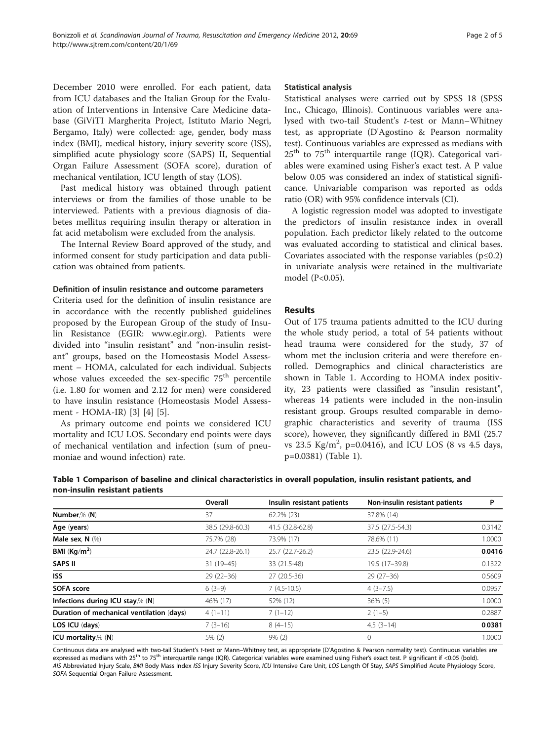December 2010 were enrolled. For each patient, data from ICU databases and the Italian Group for the Evaluation of Interventions in Intensive Care Medicine database (GiViTI Margherita Project, Istituto Mario Negri, Bergamo, Italy) were collected: age, gender, body mass index (BMI), medical history, injury severity score (ISS), simplified acute physiology score (SAPS) II, Sequential Organ Failure Assessment (SOFA score), duration of mechanical ventilation, ICU length of stay (LOS).

Past medical history was obtained through patient interviews or from the families of those unable to be interviewed. Patients with a previous diagnosis of diabetes mellitus requiring insulin therapy or alteration in fat acid metabolism were excluded from the analysis.

The Internal Review Board approved of the study, and informed consent for study participation and data publication was obtained from patients.

#### Definition of insulin resistance and outcome parameters

Criteria used for the definition of insulin resistance are in accordance with the recently published guidelines proposed by the European Group of the study of Insulin Resistance (EGIR: www.egir.org). Patients were divided into "insulin resistant" and "non-insulin resistant" groups, based on the Homeostasis Model Assessment – HOMA, calculated for each individual. Subjects whose values exceeded the sex-specific 75th percentile (i.e. 1.80 for women and 2.12 for men) were considered to have insulin resistance (Homeostasis Model Assessment - HOMA-IR) [3] [4] [5].

As primary outcome end points we considered ICU mortality and ICU LOS. Secondary end points were days of mechanical ventilation and infection (sum of pneumoniae and wound infection) rate.

#### Statistical analysis

Statistical analyses were carried out by SPSS 18 (SPSS Inc., Chicago, Illinois). Continuous variables were analysed with two-tail Student's *t*-test or Mann–Whitney test, as appropriate (D'Agostino & Pearson normality test). Continuous variables are expressed as medians with 25th to 75th interquartile range (IQR). Categorical variables were examined using Fisher's exact test. A P value below 0.05 was considered an index of statistical significance. Univariable comparison was reported as odds ratio (OR) with 95% confidence intervals (CI).

A logistic regression model was adopted to investigate the predictors of insulin resistance index in overall population. Each predictor likely related to the outcome was evaluated according to statistical and clinical bases. Covariates associated with the response variables ($p \leq 0.2$) in univariate analysis were retained in the multivariate model ($P<0.05$).

## Results

Out of 175 trauma patients admitted to the ICU during the whole study period, a total of 54 patients without head trauma were considered for the study, 37 of whom met the inclusion criteria and were therefore enrolled. Demographics and clinical characteristics are shown in Table 1. According to HOMA index positivity, 23 patients were classified as "insulin resistant", whereas 14 patients were included in the non-insulin resistant group. Groups resulted comparable in demographic characteristics and severity of trauma (ISS score), however, they significantly differed in BMI (25.7 vs 23.5 Kg/m$^2$, p=0.0416), and ICU LOS (8 vs 4.5 days, p=0.0381) (Table 1).

**Table 1 Comparison of baseline and clinical characteristics in overall population, insulin resistant patients, and non-insulin resistant patients**

| | Overall | Insulin resistant patients | Non-insulin resistant patients | P |
|---|---|---|---|---|
| **Number**,% (**N**) | 37 | 62.2% (23) | 37.8% (14) | |
| **Age** (**years**) | 38.5 (29.8-60.3) | 41.5 (32.8-62.8) | 37.5 (27.5-54.3) | 0.3142 |
| **Male sex**, **N** (%) | 75.7% (28) | 73.9% (17) | 78.6% (11) | 1.0000 |
| **BMI** (**Kg/m$^2$**) | 24.7 (22.8-26.1) | 25.7 (22.7-26.2) | 23.5 (22.9-24.6) | **0.0416** |
| **SAPS II** | 31 (19–45) | 33 (21.5-48) | 19.5 (17–39.8) | 0.1322 |
| **ISS** | 29 (22–36) | 27 (20.5-36) | 29 (27–36) | 0.5609 |
| **SOFA score** | 6 (3–9) | 7 (4.5-10.5) | 4 (3–7.5) | 0.0957 |
| **Infections during ICU stay**,% (**N**) | 46% (17) | 52% (12) | 36% (5) | 1.0000 |
| **Duration of mechanical ventilation** (**days**) | 4 (1–11) | 7 (1–12) | 2 (1–5) | 0.2887 |
| **LOS ICU** (**days**) | 7 (3–16) | 8 (4–15) | 4.5 (3–14) | **0.0381** |
| **ICU mortality**,% (**N**) | 5% (2) | 9% (2) | 0 | 1.0000 |

Continuous data are analysed with two-tail Student's t-test or Mann–Whitney test, as appropriate (D'Agostino & Pearson normality test). Continuous variables are expressed as medians with 25th to 75th interquartile range (IQR). Categorical variables were examined using Fisher's exact test. P significant if <0.05 (bold). *AIS* Abbreviated Injury Scale, *BMI* Body Mass Index *ISS* Injury Severity Score, *ICU* Intensive Care Unit, *LOS* Length Of Stay, *SAPS* Simplified Acute Physiology Score, *SOFA* Sequential Organ Failure Assessment.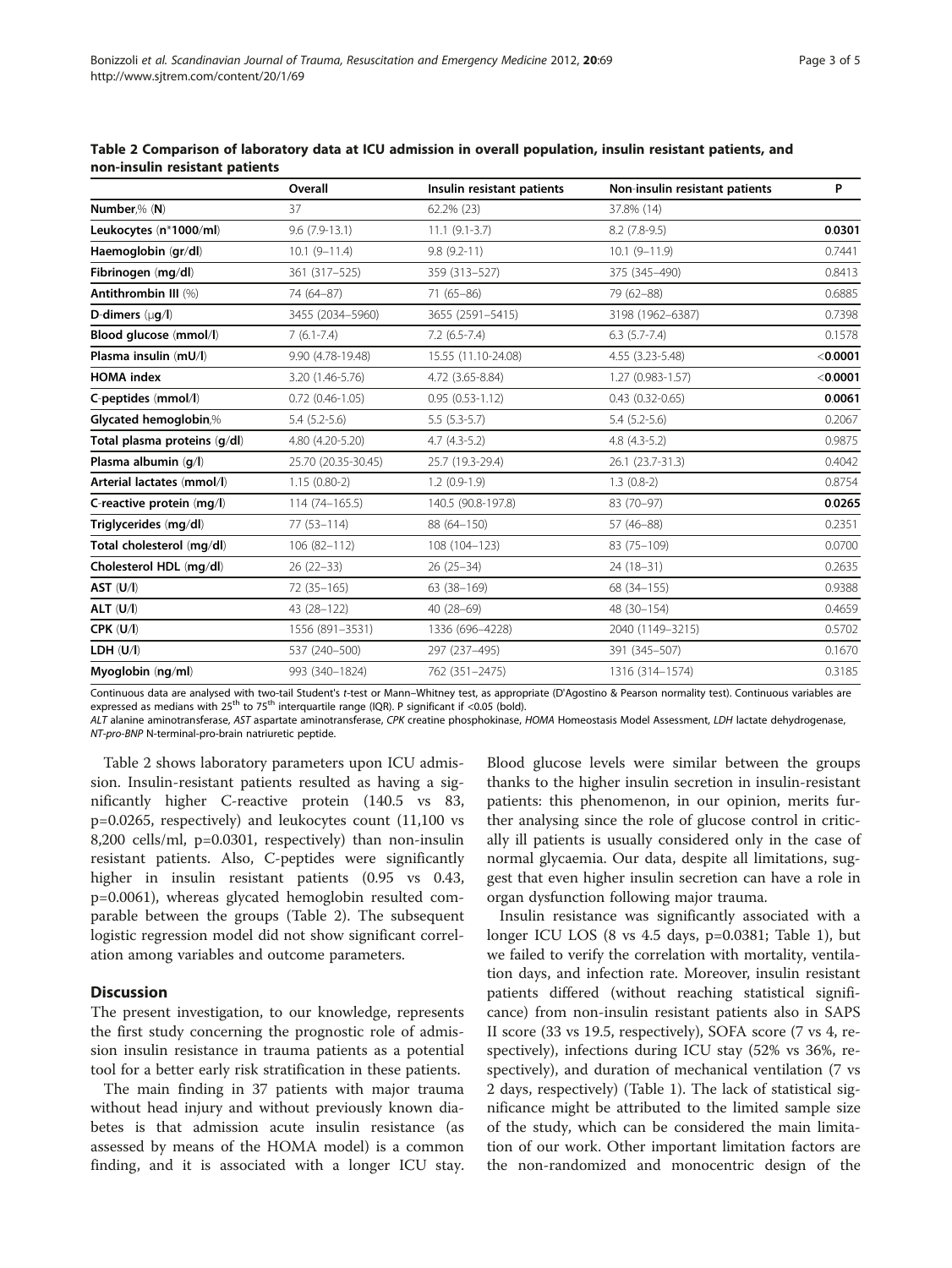**Table 2 Comparison of laboratory data at ICU admission in overall population, insulin resistant patients, and non-insulin resistant patients**

| | Overall | Insulin resistant patients | Non-insulin resistant patients | P |
|---|---|---|---|---|
| **Number**,% (**N**) | 37 | 62.2% (23) | 37.8% (14) | |
| **Leukocytes** (**n*1000/ml**) | 9.6 (7.9-13.1) | 11.1 (9.1-3.7) | 8.2 (7.8-9.5) | **0.0301** |
| **Haemoglobin** (**gr/dl**) | 10.1 (9–11.4) | 9.8 (9.2-11) | 10.1 (9–11.9) | 0.7441 |
| **Fibrinogen** (**mg/dl**) | 361 (317–525) | 359 (313–527) | 375 (345–490) | 0.8413 |
| **Antithrombin III** (%) | 74 (64–87) | 71 (65–86) | 79 (62–88) | 0.6885 |
| **D-dimers** (**μg/l**) | 3455 (2034–5960) | 3655 (2591–5415) | 3198 (1962–6387) | 0.7398 |
| **Blood glucose** (**mmol/l**) | 7 (6.1-7.4) | 7.2 (6.5-7.4) | 6.3 (5.7-7.4) | 0.1578 |
| **Plasma insulin** (**mU/l**) | 9.90 (4.78-19.48) | 15.55 (11.10-24.08) | 4.55 (3.23-5.48) | <**0.0001** |
| **HOMA index** | 3.20 (1.46-5.76) | 4.72 (3.65-8.84) | 1.27 (0.983-1.57) | <**0.0001** |
| **C-peptides** (**mmol/l**) | 0.72 (0.46-1.05) | 0.95 (0.53-1.12) | 0.43 (0.32-0.65) | **0.0061** |
| **Glycated hemoglobin**,% | 5.4 (5.2-5.6) | 5.5 (5.3-5.7) | 5.4 (5.2-5.6) | 0.2067 |
| **Total plasma proteins** (**g/dl**) | 4.80 (4.20-5.20) | 4.7 (4.3-5.2) | 4.8 (4.3-5.2) | 0.9875 |
| **Plasma albumin** (**g/l**) | 25.70 (20.35-30.45) | 25.7 (19.3-29.4) | 26.1 (23.7-31.3) | 0.4042 |
| **Arterial lactates** (**mmol/l**) | 1.15 (0.80-2) | 1.2 (0.9-1.9) | 1.3 (0.8-2) | 0.8754 |
| **C-reactive protein** (**mg/l**) | 114 (74–165.5) | 140.5 (90.8-197.8) | 83 (70–97) | **0.0265** |
| **Triglycerides** (**mg/dl**) | 77 (53–114) | 88 (64–150) | 57 (46–88) | 0.2351 |
| **Total cholesterol** (**mg/dl**) | 106 (82–112) | 108 (104–123) | 83 (75–109) | 0.0700 |
| **Cholesterol HDL** (**mg/dl**) | 26 (22–33) | 26 (25–34) | 24 (18–31) | 0.2635 |
| **AST** (**U/l**) | 72 (35–165) | 63 (38–169) | 68 (34–155) | 0.9388 |
| **ALT** (**U/l**) | 43 (28–122) | 40 (28–69) | 48 (30–154) | 0.4659 |
| **CPK** (**U/l**) | 1556 (891–3531) | 1336 (696–4228) | 2040 (1149–3215) | 0.5702 |
| **LDH** (**U/l**) | 537 (240–500) | 297 (237–495) | 391 (345–507) | 0.1670 |
| **Myoglobin** (**ng/ml**) | 993 (340–1824) | 762 (351–2475) | 1316 (314–1574) | 0.3185 |

Continuous data are analysed with two-tail Student's *t*-test or Mann–Whitney test, as appropriate (D'Agostino & Pearson normality test). Continuous variables are expressed as medians with 25[th] to 75[th] interquartile range (IQR). P significant if <0.05 (bold).

*ALT* alanine aminotransferase, *AST* aspartate aminotransferase, *CPK* creatine phosphokinase, *HOMA* Homeostasis Model Assessment, *LDH* lactate dehydrogenase, *NT-pro-BNP* N-terminal-pro-brain natriuretic peptide.

Table 2 shows laboratory parameters upon ICU admission. Insulin-resistant patients resulted as having a significantly higher C-reactive protein (140.5 vs 83, p=0.0265, respectively) and leukocytes count (11,100 vs 8,200 cells/ml, p=0.0301, respectively) than non-insulin resistant patients. Also, C-peptides were significantly higher in insulin resistant patients (0.95 vs 0.43, p=0.0061), whereas glycated hemoglobin resulted comparable between the groups (Table 2). The subsequent logistic regression model did not show significant correlation among variables and outcome parameters.

## Discussion

The present investigation, to our knowledge, represents the first study concerning the prognostic role of admission insulin resistance in trauma patients as a potential tool for a better early risk stratification in these patients.

The main finding in 37 patients with major trauma without head injury and without previously known diabetes is that admission acute insulin resistance (as assessed by means of the HOMA model) is a common finding, and it is associated with a longer ICU stay. Blood glucose levels were similar between the groups thanks to the higher insulin secretion in insulin-resistant patients: this phenomenon, in our opinion, merits further analysing since the role of glucose control in critically ill patients is usually considered only in the case of normal glycaemia. Our data, despite all limitations, suggest that even higher insulin secretion can have a role in organ dysfunction following major trauma.

Insulin resistance was significantly associated with a longer ICU LOS (8 vs 4.5 days, p=0.0381; Table 1), but we failed to verify the correlation with mortality, ventilation days, and infection rate. Moreover, insulin resistant patients differed (without reaching statistical significance) from non-insulin resistant patients also in SAPS II score (33 vs 19.5, respectively), SOFA score (7 vs 4, respectively), infections during ICU stay (52% vs 36%, respectively), and duration of mechanical ventilation (7 vs 2 days, respectively) (Table 1). The lack of statistical significance might be attributed to the limited sample size of the study, which can be considered the main limitation of our work. Other important limitation factors are the non-randomized and monocentric design of the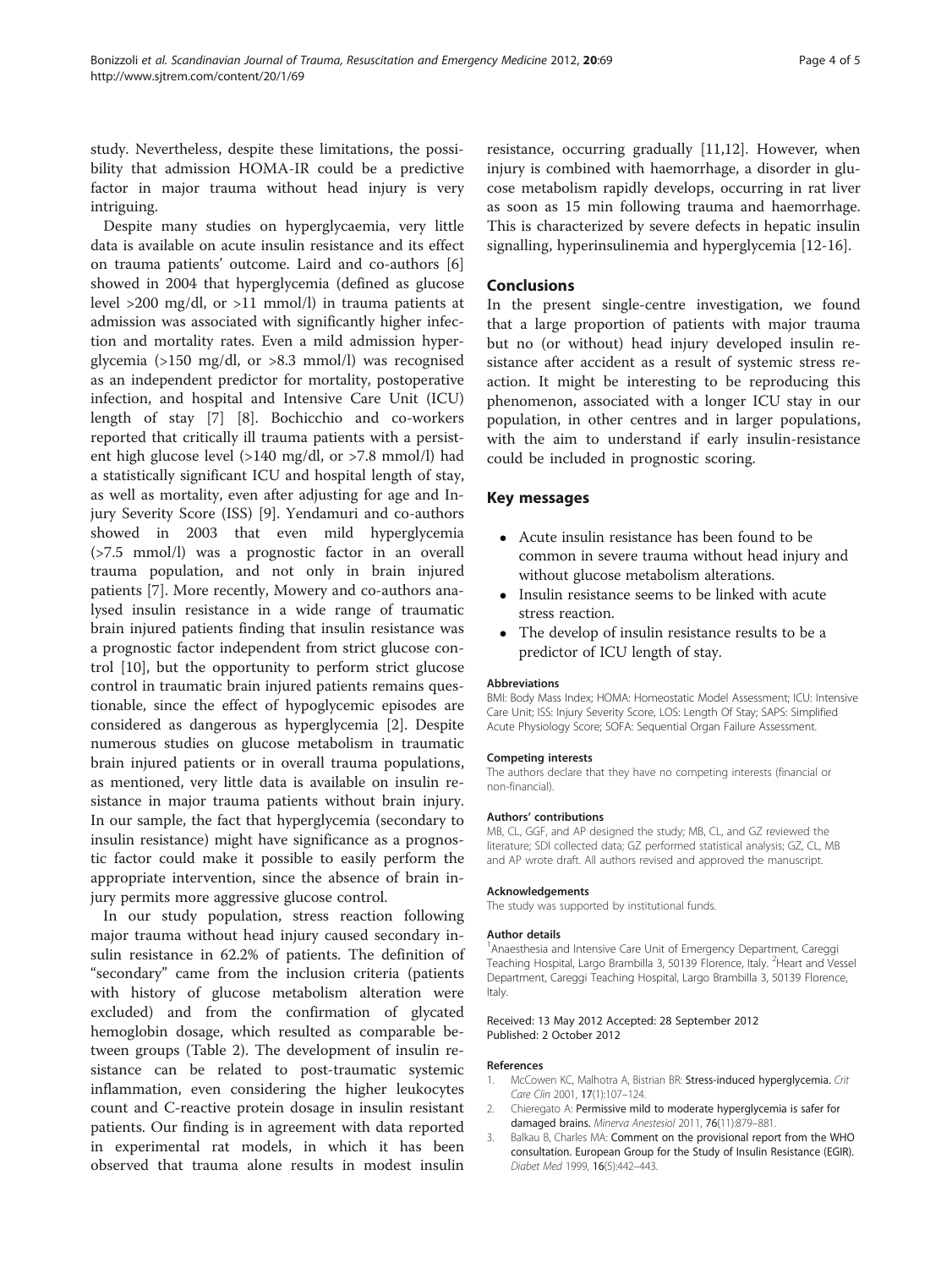study. Nevertheless, despite these limitations, the possibility that admission HOMA-IR could be a predictive factor in major trauma without head injury is very intriguing.

Despite many studies on hyperglycaemia, very little data is available on acute insulin resistance and its effect on trauma patients' outcome. Laird and co-authors [6] showed in 2004 that hyperglycemia (defined as glucose level >200 mg/dl, or >11 mmol/l) in trauma patients at admission was associated with significantly higher infection and mortality rates. Even a mild admission hyperglycemia (>150 mg/dl, or >8.3 mmol/l) was recognised as an independent predictor for mortality, postoperative infection, and hospital and Intensive Care Unit (ICU) length of stay [7] [8]. Bochicchio and co-workers reported that critically ill trauma patients with a persistent high glucose level (>140 mg/dl, or >7.8 mmol/l) had a statistically significant ICU and hospital length of stay, as well as mortality, even after adjusting for age and Injury Severity Score (ISS) [9]. Yendamuri and co-authors showed in 2003 that even mild hyperglycemia (>7.5 mmol/l) was a prognostic factor in an overall trauma population, and not only in brain injured patients [7]. More recently, Mowery and co-authors analysed insulin resistance in a wide range of traumatic brain injured patients finding that insulin resistance was a prognostic factor independent from strict glucose control [10], but the opportunity to perform strict glucose control in traumatic brain injured patients remains questionable, since the effect of hypoglycemic episodes are considered as dangerous as hyperglycemia [2]. Despite numerous studies on glucose metabolism in traumatic brain injured patients or in overall trauma populations, as mentioned, very little data is available on insulin resistance in major trauma patients without brain injury. In our sample, the fact that hyperglycemia (secondary to insulin resistance) might have significance as a prognostic factor could make it possible to easily perform the appropriate intervention, since the absence of brain injury permits more aggressive glucose control.

In our study population, stress reaction following major trauma without head injury caused secondary insulin resistance in 62.2% of patients. The definition of "secondary" came from the inclusion criteria (patients with history of glucose metabolism alteration were excluded) and from the confirmation of glycated hemoglobin dosage, which resulted as comparable between groups (Table 2). The development of insulin resistance can be related to post-traumatic systemic inflammation, even considering the higher leukocytes count and C-reactive protein dosage in insulin resistant patients. Our finding is in agreement with data reported in experimental rat models, in which it has been observed that trauma alone results in modest insulin resistance, occurring gradually [11,12]. However, when injury is combined with haemorrhage, a disorder in glucose metabolism rapidly develops, occurring in rat liver as soon as 15 min following trauma and haemorrhage. This is characterized by severe defects in hepatic insulin signalling, hyperinsulinemia and hyperglycemia [12-16].

## Conclusions

In the present single-centre investigation, we found that a large proportion of patients with major trauma but no (or without) head injury developed insulin resistance after accident as a result of systemic stress reaction. It might be interesting to be reproducing this phenomenon, associated with a longer ICU stay in our population, in other centres and in larger populations, with the aim to understand if early insulin-resistance could be included in prognostic scoring.

## Key messages

- Acute insulin resistance has been found to be common in severe trauma without head injury and without glucose metabolism alterations.
- Insulin resistance seems to be linked with acute stress reaction.
- The develop of insulin resistance results to be a predictor of ICU length of stay.

#### Abbreviations

BMI: Body Mass Index; HOMA: Homeostatic Model Assessment; ICU: Intensive Care Unit; ISS: Injury Severity Score, LOS: Length Of Stay; SAPS: Simplified Acute Physiology Score; SOFA: Sequential Organ Failure Assessment.

#### Competing interests

The authors declare that they have no competing interests (financial or non-financial).

#### Authors' contributions

MB, CL, GGF, and AP designed the study; MB, CL, and GZ reviewed the literature; SDI collected data; GZ performed statistical analysis; GZ, CL, MB and AP wrote draft. All authors revised and approved the manuscript.

#### Acknowledgements

The study was supported by institutional funds.

#### Author details

[1]Anaesthesia and Intensive Care Unit of Emergency Department, Careggi Teaching Hospital, Largo Brambilla 3, 50139 Florence, Italy. [2]Heart and Vessel Department, Careggi Teaching Hospital, Largo Brambilla 3, 50139 Florence, Italy.

Received: 13 May 2012 Accepted: 28 September 2012
Published: 2 October 2012

#### References

1. McCowen KC, Malhotra A, Bistrian BR: **Stress-induced hyperglycemia.** *Crit Care Clin* 2001, **17**(1):107–124.
2. Chieregato A: **Permissive mild to moderate hyperglycemia is safer for damaged brains.** *Minerva Anestesiol* 2011, **76**(11):879–881.
3. Balkau B, Charles MA: **Comment on the provisional report from the WHO consultation. European Group for the Study of Insulin Resistance (EGIR).** *Diabet Med* 1999, **16**(5):442–443.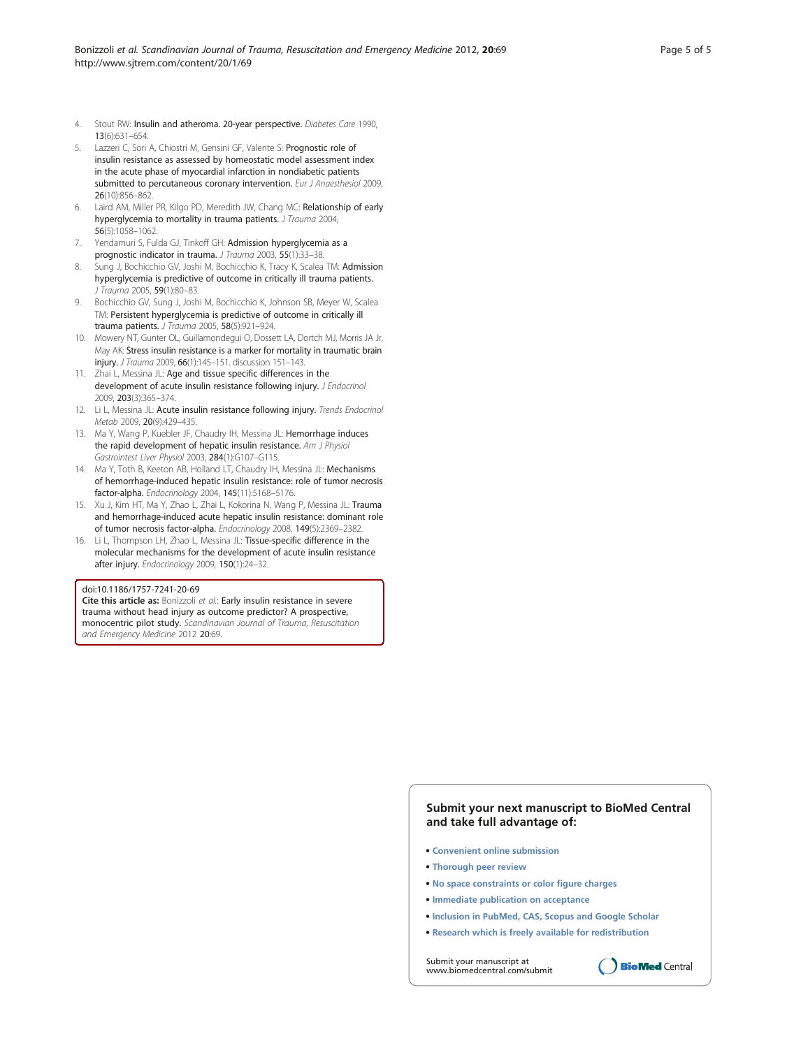4. Stout RW: **Insulin and atheroma. 20-year perspective.** *Diabetes Care* 1990, **13**(6):631–654.
5. Lazzeri C, Sori A, Chiostri M, Gensini GF, Valente S: **Prognostic role of insulin resistance as assessed by homeostatic model assessment index in the acute phase of myocardial infarction in nondiabetic patients submitted to percutaneous coronary intervention.** *Eur J Anaesthesiol* 2009, **26**(10):856–862.
6. Laird AM, Miller PR, Kilgo PD, Meredith JW, Chang MC: **Relationship of early hyperglycemia to mortality in trauma patients.** *J Trauma* 2004, **56**(5):1058–1062.
7. Yendamuri S, Fulda GJ, Tinkoff GH: **Admission hyperglycemia as a prognostic indicator in trauma.** *J Trauma* 2003, **55**(1):33–38.
8. Sung J, Bochicchio GV, Joshi M, Bochicchio K, Tracy K, Scalea TM: **Admission hyperglycemia is predictive of outcome in critically ill trauma patients.** *J Trauma* 2005, **59**(1):80–83.
9. Bochicchio GV, Sung J, Joshi M, Bochicchio K, Johnson SB, Meyer W, Scalea TM: **Persistent hyperglycemia is predictive of outcome in critically ill trauma patients.** *J Trauma* 2005, **58**(5):921–924.
10. Mowery NT, Gunter OL, Guillamondegui O, Dossett LA, Dortch MJ, Morris JA Jr, May AK: **Stress insulin resistance is a marker for mortality in traumatic brain injury.** *J Trauma* 2009, **66**(1):145–151. discussion 151–143.
11. Zhai L, Messina JL: **Age and tissue specific differences in the development of acute insulin resistance following injury.** *J Endocrinol* 2009, **203**(3):365–374.
12. Li L, Messina JL: **Acute insulin resistance following injury.** *Trends Endocrinol Metab* 2009, **20**(9):429–435.
13. Ma Y, Wang P, Kuebler JF, Chaudry IH, Messina JL: **Hemorrhage induces the rapid development of hepatic insulin resistance.** *Am J Physiol Gastrointest Liver Physiol* 2003, **284**(1):G107–G115.
14. Ma Y, Toth B, Keeton AB, Holland LT, Chaudry IH, Messina JL: **Mechanisms of hemorrhage-induced hepatic insulin resistance: role of tumor necrosis factor-alpha.** *Endocrinology* 2004, **145**(11):5168–5176.
15. Xu J, Kim HT, Ma Y, Zhao L, Zhai L, Kokorina N, Wang P, Messina JL: **Trauma and hemorrhage-induced acute hepatic insulin resistance: dominant role of tumor necrosis factor-alpha.** *Endocrinology* 2008, **149**(5):2369–2382.
16. Li L, Thompson LH, Zhao L, Messina JL: **Tissue-specific difference in the molecular mechanisms for the development of acute insulin resistance after injury.** *Endocrinology* 2009, **150**(1):24–32.

doi:10.1186/1757-7241-20-69
**Cite this article as:** Bonizzoli *et al.*: Early insulin resistance in severe trauma without head injury as outcome predictor? A prospective, monocentric pilot study. *Scandinavian Journal of Trauma, Resuscitation and Emergency Medicine* 2012 **20**:69.

**Submit your next manuscript to BioMed Central and take full advantage of:**

- **Convenient online submission**
- **Thorough peer review**
- **No space constraints or color figure charges**
- **Immediate publication on acceptance**
- **Inclusion in PubMed, CAS, Scopus and Google Scholar**
- **Research which is freely available for redistribution**

Submit your manuscript at
www.biomedcentral.com/submit

BioMed Central